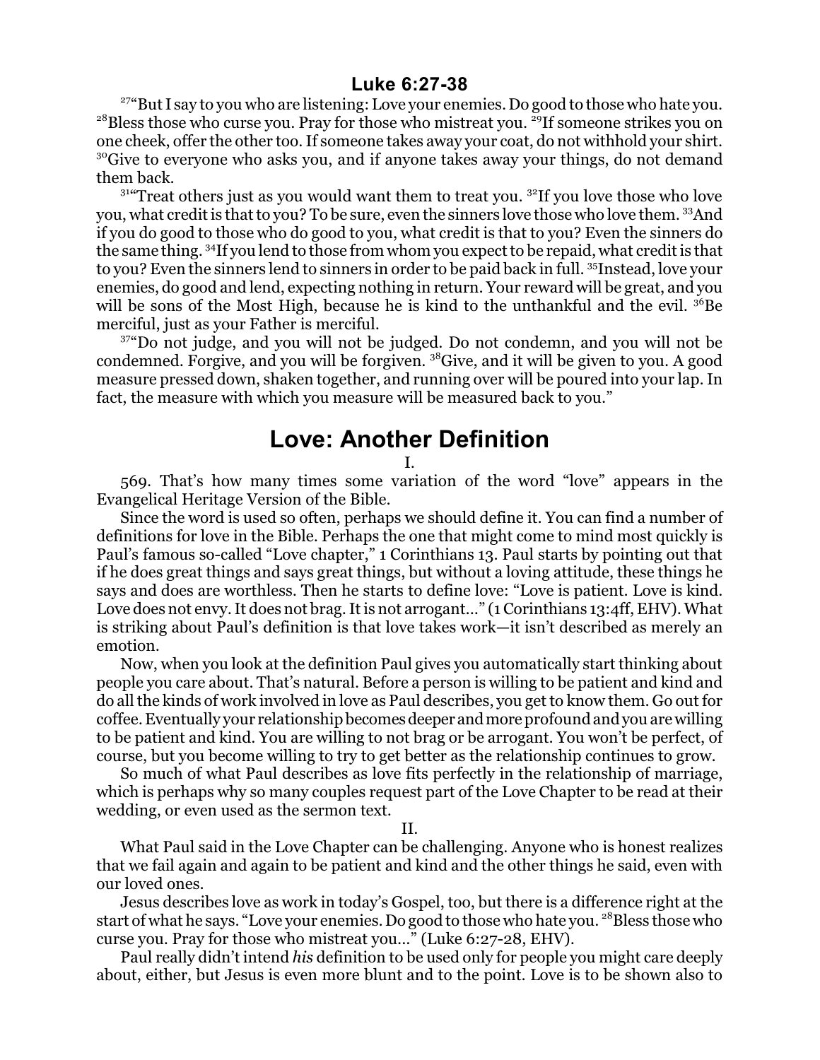## Luke 6:27-38

[27]"But I say to you who are listening: Love your enemies. Do good to those who hate you. [28]Bless those who curse you. Pray for those who mistreat you. [29]If someone strikes you on one cheek, offer the other too. If someone takes away your coat, do not withhold your shirt. [30]Give to everyone who asks you, and if anyone takes away your things, do not demand them back.

[31]"Treat others just as you would want them to treat you. [32]If you love those who love you, what credit is that to you? To be sure, even the sinners love those who love them. [33]And if you do good to those who do good to you, what credit is that to you? Even the sinners do the same thing. [34]If you lend to those from whom you expect to be repaid, what credit is that to you? Even the sinners lend to sinners in order to be paid back in full. [35]Instead, love your enemies, do good and lend, expecting nothing in return. Your reward will be great, and you will be sons of the Most High, because he is kind to the unthankful and the evil. [36]Be merciful, just as your Father is merciful.

[37]"Do not judge, and you will not be judged. Do not condemn, and you will not be condemned. Forgive, and you will be forgiven. [38]Give, and it will be given to you. A good measure pressed down, shaken together, and running over will be poured into your lap. In fact, the measure with which you measure will be measured back to you."

# Love: Another Definition

I.

569. That's how many times some variation of the word "love" appears in the Evangelical Heritage Version of the Bible.

Since the word is used so often, perhaps we should define it. You can find a number of definitions for love in the Bible. Perhaps the one that might come to mind most quickly is Paul's famous so-called "Love chapter," 1 Corinthians 13. Paul starts by pointing out that if he does great things and says great things, but without a loving attitude, these things he says and does are worthless. Then he starts to define love: "Love is patient. Love is kind. Love does not envy. It does not brag. It is not arrogant…" (1 Corinthians 13:4ff, EHV). What is striking about Paul's definition is that love takes work—it isn't described as merely an emotion.

Now, when you look at the definition Paul gives you automatically start thinking about people you care about. That's natural. Before a person is willing to be patient and kind and do all the kinds of work involved in love as Paul describes, you get to know them. Go out for coffee. Eventually your relationship becomes deeper and more profound and you are willing to be patient and kind. You are willing to not brag or be arrogant. You won't be perfect, of course, but you become willing to try to get better as the relationship continues to grow.

So much of what Paul describes as love fits perfectly in the relationship of marriage, which is perhaps why so many couples request part of the Love Chapter to be read at their wedding, or even used as the sermon text.

II.

What Paul said in the Love Chapter can be challenging. Anyone who is honest realizes that we fail again and again to be patient and kind and the other things he said, even with our loved ones.

Jesus describes love as work in today's Gospel, too, but there is a difference right at the start of what he says. "Love your enemies. Do good to those who hate you. [28]Bless those who curse you. Pray for those who mistreat you…" (Luke 6:27-28, EHV).

Paul really didn't intend *his* definition to be used only for people you might care deeply about, either, but Jesus is even more blunt and to the point. Love is to be shown also to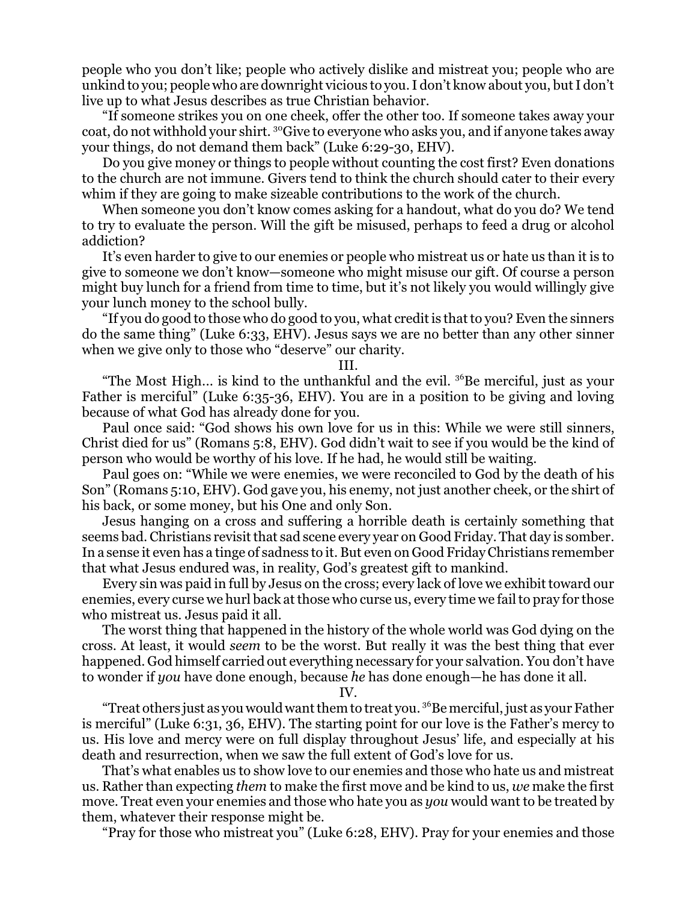people who you don't like; people who actively dislike and mistreat you; people who are unkind to you; people who are downright vicious to you. I don't know about you, but I don't live up to what Jesus describes as true Christian behavior.

"If someone strikes you on one cheek, offer the other too. If someone takes away your coat, do not withhold your shirt. [30]Give to everyone who asks you, and if anyone takes away your things, do not demand them back" (Luke 6:29-30, EHV).

Do you give money or things to people without counting the cost first? Even donations to the church are not immune. Givers tend to think the church should cater to their every whim if they are going to make sizeable contributions to the work of the church.

When someone you don't know comes asking for a handout, what do you do? We tend to try to evaluate the person. Will the gift be misused, perhaps to feed a drug or alcohol addiction?

It's even harder to give to our enemies or people who mistreat us or hate us than it is to give to someone we don't know—someone who might misuse our gift. Of course a person might buy lunch for a friend from time to time, but it's not likely you would willingly give your lunch money to the school bully.

"If you do good to those who do good to you, what credit is that to you? Even the sinners do the same thing" (Luke 6:33, EHV). Jesus says we are no better than any other sinner when we give only to those who "deserve" our charity.

III.

"The Most High... is kind to the unthankful and the evil. [36]Be merciful, just as your Father is merciful" (Luke 6:35-36, EHV). You are in a position to be giving and loving because of what God has already done for you.

Paul once said: "God shows his own love for us in this: While we were still sinners, Christ died for us" (Romans 5:8, EHV). God didn't wait to see if you would be the kind of person who would be worthy of his love. If he had, he would still be waiting.

Paul goes on: "While we were enemies, we were reconciled to God by the death of his Son" (Romans 5:10, EHV). God gave you, his enemy, not just another cheek, or the shirt of his back, or some money, but his One and only Son.

Jesus hanging on a cross and suffering a horrible death is certainly something that seems bad. Christians revisit that sad scene every year on Good Friday. That day is somber. In a sense it even has a tinge of sadness to it. But even on Good Friday Christians remember that what Jesus endured was, in reality, God's greatest gift to mankind.

Every sin was paid in full by Jesus on the cross; every lack of love we exhibit toward our enemies, every curse we hurl back at those who curse us, every time we fail to pray for those who mistreat us. Jesus paid it all.

The worst thing that happened in the history of the whole world was God dying on the cross. At least, it would *seem* to be the worst. But really it was the best thing that ever happened. God himself carried out everything necessary for your salvation. You don't have to wonder if *you* have done enough, because *he* has done enough—he has done it all.

IV.

"Treat others just as you would want them to treat you. [36]Be merciful, just as your Father is merciful" (Luke 6:31, 36, EHV). The starting point for our love is the Father's mercy to us. His love and mercy were on full display throughout Jesus' life, and especially at his death and resurrection, when we saw the full extent of God's love for us.

That's what enables us to show love to our enemies and those who hate us and mistreat us. Rather than expecting *them* to make the first move and be kind to us, *we* make the first move. Treat even your enemies and those who hate you as *you* would want to be treated by them, whatever their response might be.

"Pray for those who mistreat you" (Luke 6:28, EHV). Pray for your enemies and those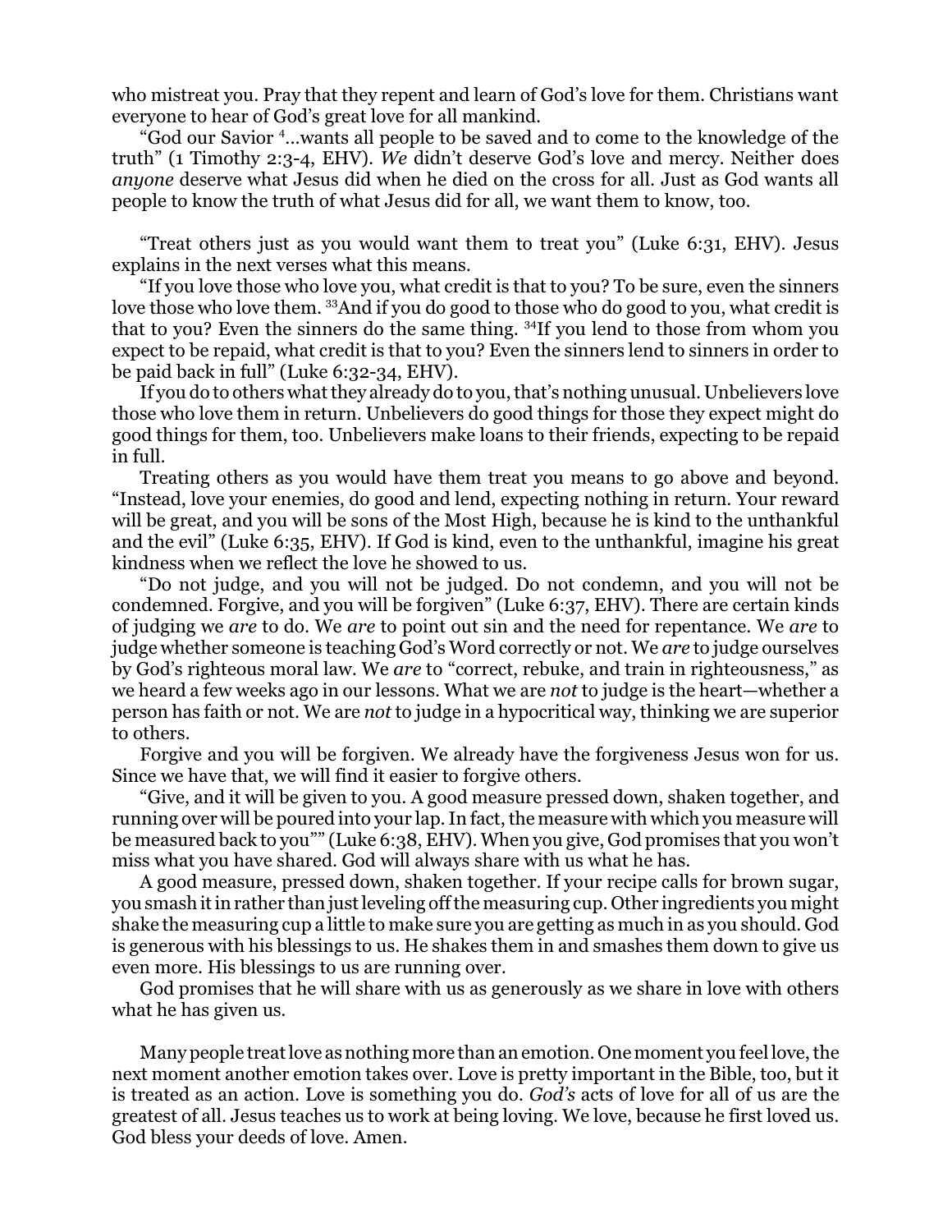who mistreat you. Pray that they repent and learn of God's love for them. Christians want everyone to hear of God's great love for all mankind.

"God our Savior [4]...wants all people to be saved and to come to the knowledge of the truth" (1 Timothy 2:3-4, EHV). *We* didn't deserve God's love and mercy. Neither does *anyone* deserve what Jesus did when he died on the cross for all. Just as God wants all people to know the truth of what Jesus did for all, we want them to know, too.

"Treat others just as you would want them to treat you" (Luke 6:31, EHV). Jesus explains in the next verses what this means.

"If you love those who love you, what credit is that to you? To be sure, even the sinners love those who love them. [33]And if you do good to those who do good to you, what credit is that to you? Even the sinners do the same thing. [34]If you lend to those from whom you expect to be repaid, what credit is that to you? Even the sinners lend to sinners in order to be paid back in full" (Luke 6:32-34, EHV).

If you do to others what they already do to you, that's nothing unusual. Unbelievers love those who love them in return. Unbelievers do good things for those they expect might do good things for them, too. Unbelievers make loans to their friends, expecting to be repaid in full.

Treating others as you would have them treat you means to go above and beyond. "Instead, love your enemies, do good and lend, expecting nothing in return. Your reward will be great, and you will be sons of the Most High, because he is kind to the unthankful and the evil" (Luke 6:35, EHV). If God is kind, even to the unthankful, imagine his great kindness when we reflect the love he showed to us.

"Do not judge, and you will not be judged. Do not condemn, and you will not be condemned. Forgive, and you will be forgiven" (Luke 6:37, EHV). There are certain kinds of judging we *are* to do. We *are* to point out sin and the need for repentance. We *are* to judge whether someone is teaching God's Word correctly or not. We *are* to judge ourselves by God's righteous moral law. We *are* to "correct, rebuke, and train in righteousness," as we heard a few weeks ago in our lessons. What we are *not* to judge is the heart—whether a person has faith or not. We are *not* to judge in a hypocritical way, thinking we are superior to others.

Forgive and you will be forgiven. We already have the forgiveness Jesus won for us. Since we have that, we will find it easier to forgive others.

"Give, and it will be given to you. A good measure pressed down, shaken together, and running over will be poured into your lap. In fact, the measure with which you measure will be measured back to you"" (Luke 6:38, EHV). When you give, God promises that you won't miss what you have shared. God will always share with us what he has.

A good measure, pressed down, shaken together. If your recipe calls for brown sugar, you smash it in rather than just leveling off the measuring cup. Other ingredients you might shake the measuring cup a little to make sure you are getting as much in as you should. God is generous with his blessings to us. He shakes them in and smashes them down to give us even more. His blessings to us are running over.

God promises that he will share with us as generously as we share in love with others what he has given us.

Many people treat love as nothing more than an emotion. One moment you feel love, the next moment another emotion takes over. Love is pretty important in the Bible, too, but it is treated as an action. Love is something you do. *God's* acts of love for all of us are the greatest of all. Jesus teaches us to work at being loving. We love, because he first loved us. God bless your deeds of love. Amen.